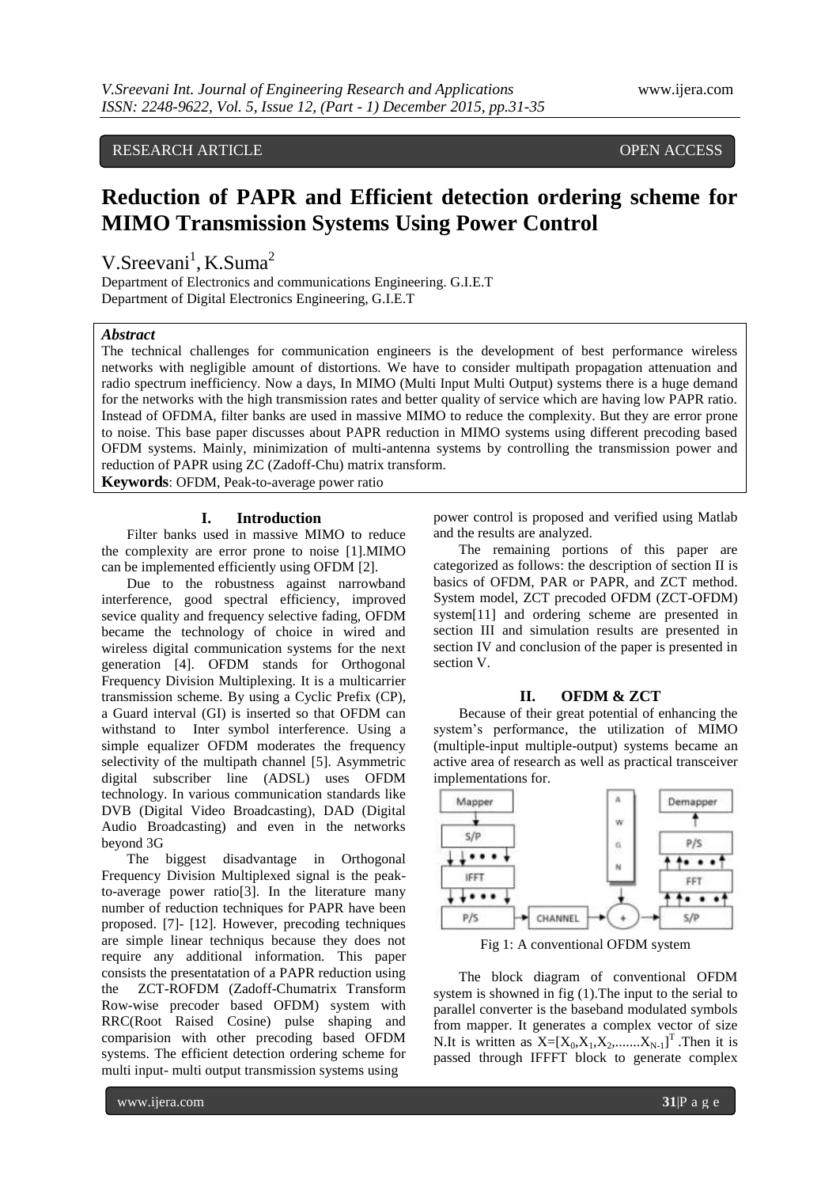RESEARCH ARTICLE OPEN ACCESS

# Reduction of PAPR and Efficient detection ordering scheme for MIMO Transmission Systems Using Power Control

V.Sreevani[1], K.Suma[2]

Department of Electronics and communications Engineering. G.I.E.T
Department of Digital Electronics Engineering, G.I.E.T

***Abstract***

The technical challenges for communication engineers is the development of best performance wireless networks with negligible amount of distortions. We have to consider multipath propagation attenuation and radio spectrum inefficiency. Now a days, In MIMO (Multi Input Multi Output) systems there is a huge demand for the networks with the high transmission rates and better quality of service which are having low PAPR ratio. Instead of OFDMA, filter banks are used in massive MIMO to reduce the complexity. But they are error prone to noise. This base paper discusses about PAPR reduction in MIMO systems using different precoding based OFDM systems. Mainly, minimization of multi-antenna systems by controlling the transmission power and reduction of PAPR using ZC (Zadoff-Chu) matrix transform.

**Keywords**: OFDM, Peak-to-average power ratio

## I. Introduction

Filter banks used in massive MIMO to reduce the complexity are error prone to noise [1].MIMO can be implemented efficiently using OFDM [2].

Due to the robustness against narrowband interference, good spectral efficiency, improved sevice quality and frequency selective fading, OFDM became the technology of choice in wired and wireless digital communication systems for the next generation [4]. OFDM stands for Orthogonal Frequency Division Multiplexing. It is a multicarrier transmission scheme. By using a Cyclic Prefix (CP), a Guard interval (GI) is inserted so that OFDM can withstand to Inter symbol interference. Using a simple equalizer OFDM moderates the frequency selectivity of the multipath channel [5]. Asymmetric digital subscriber line (ADSL) uses OFDM technology. In various communication standards like DVB (Digital Video Broadcasting), DAD (Digital Audio Broadcasting) and even in the networks beyond 3G

The biggest disadvantage in Orthogonal Frequency Division Multiplexed signal is the peak-to-average power ratio[3]. In the literature many number of reduction techniques for PAPR have been proposed. [7]- [12]. However, precoding techniques are simple linear techniqus because they does not require any additional information. This paper consists the presentatation of a PAPR reduction using the ZCT-ROFDM (Zadoff-Chumatrix Transform Row-wise precoder based OFDM) system with RRC(Root Raised Cosine) pulse shaping and comparision with other precoding based OFDM systems. The efficient detection ordering scheme for multi input- multi output transmission systems using power control is proposed and verified using Matlab and the results are analyzed.

The remaining portions of this paper are categorized as follows: the description of section II is basics of OFDM, PAR or PAPR, and ZCT method. System model, ZCT precoded OFDM (ZCT-OFDM) system[11] and ordering scheme are presented in section III and simulation results are presented in section IV and conclusion of the paper is presented in section V.

## II. OFDM & ZCT

Because of their great potential of enhancing the system's performance, the utilization of MIMO (multiple-input multiple-output) systems became an active area of research as well as practical transceiver implementations for.

Fig 1: A conventional OFDM system

The block diagram of conventional OFDM system is showned in fig (1).The input to the serial to parallel converter is the baseband modulated symbols from mapper. It generates a complex vector of size N.It is written as $X=[X_0,X_1,X_2,.......X_{N-1}]^T$ .Then it is passed through IFFFT block to generate complex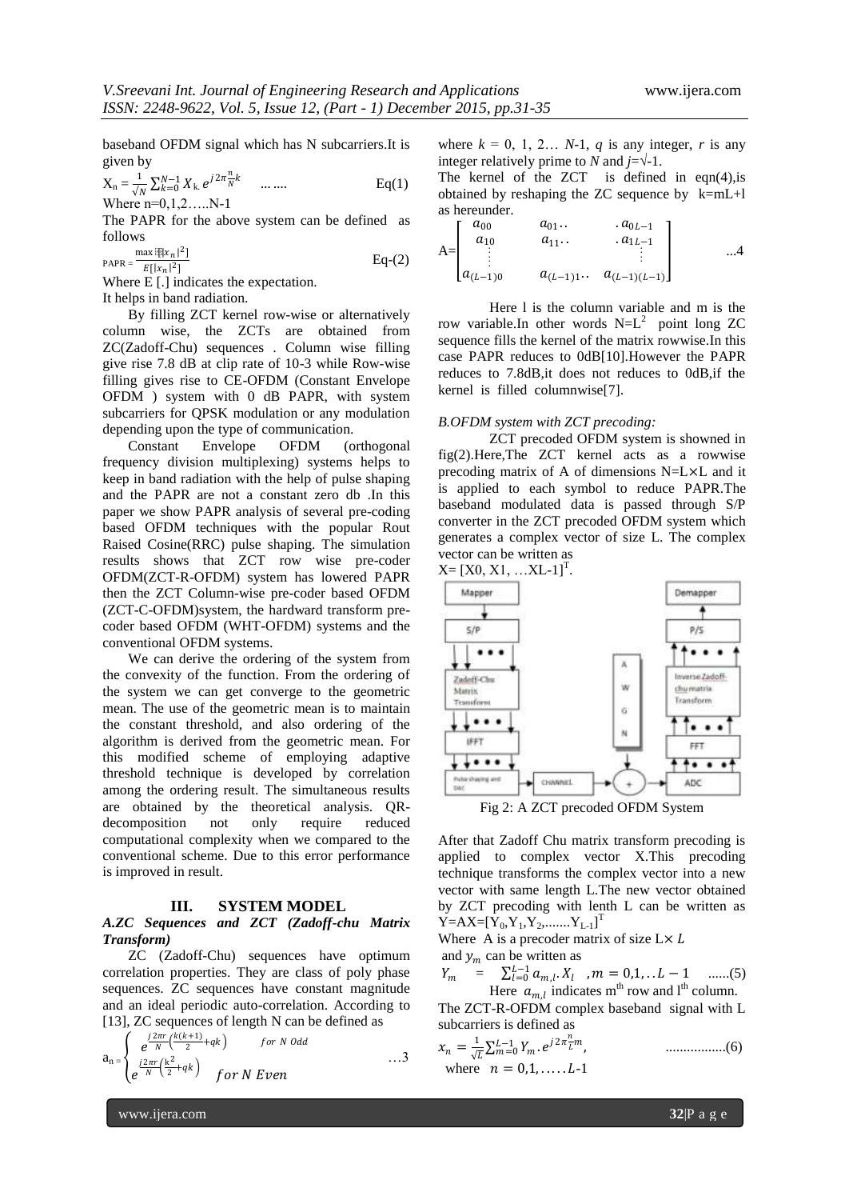baseband OFDM signal which has N subcarriers.It is given by

$$X_n = \frac{1}{\sqrt{N}} \sum_{k=0}^{N-1} X_k \cdot e^{j2\pi\frac{n}{N}k} \quad \ldots\ldots \qquad \text{Eq(1)}$$

Where n=0,1,2…..N-1

The PAPR for the above system can be defined as follows

$$\text{PAPR} = \frac{\max[|x_n|^2]}{E[|x_n|^2]} \qquad \text{Eq-(2)}$$

Where E [.] indicates the expectation.

It helps in band radiation.

By filling ZCT kernel row-wise or alternatively column wise, the ZCTs are obtained from ZC(Zadoff-Chu) sequences . Column wise filling give rise 7.8 dB at clip rate of 10-3 while Row-wise filling gives rise to CE-OFDM (Constant Envelope OFDM ) system with 0 dB PAPR, with system subcarriers for QPSK modulation or any modulation depending upon the type of communication.

Constant Envelope OFDM (orthogonal frequency division multiplexing) systems helps to keep in band radiation with the help of pulse shaping and the PAPR are not a constant zero db .In this paper we show PAPR analysis of several pre-coding based OFDM techniques with the popular Rout Raised Cosine(RRC) pulse shaping. The simulation results shows that ZCT row wise pre-coder OFDM(ZCT-R-OFDM) system has lowered PAPR then the ZCT Column-wise pre-coder based OFDM (ZCT-C-OFDM)system, the hardward transform pre-coder based OFDM (WHT-OFDM) systems and the conventional OFDM systems.

We can derive the ordering of the system from the convexity of the function. From the ordering of the system we can get converge to the geometric mean. The use of the geometric mean is to maintain the constant threshold, and also ordering of the algorithm is derived from the geometric mean. For this modified scheme of employing adaptive threshold technique is developed by correlation among the ordering result. The simultaneous results are obtained by the theoretical analysis. QR-decomposition not only require reduced computational complexity when we compared to the conventional scheme. Due to this error performance is improved in result.

## III. SYSTEM MODEL

### *A.ZC Sequences and ZCT (Zadoff-chu Matrix Transform)*

ZC (Zadoff-Chu) sequences have optimum correlation properties. They are class of poly phase sequences. ZC sequences have constant magnitude and an ideal periodic auto-correlation. According to [13], ZC sequences of length N can be defined as

$$a_n = \begin{cases} e^{\frac{j2\pi r}{N}\left(\frac{k(k+1)}{2}+qk\right)} & \text{for } N \text{ Odd} \\ e^{\frac{j2\pi r}{N}\left(\frac{k^2}{2}+qk\right)} & \text{for } N \text{ Even} \end{cases} \qquad \ldots 3$$

where $k$ = 0, 1, 2… $N$-1, $q$ is any integer, $r$ is any integer relatively prime to $N$ and $j$=√-1.

The kernel of the ZCT is defined in eqn(4),is obtained by reshaping the ZC sequence by k=mL+l as hereunder.

$$A = \begin{bmatrix} a_{00} & a_{01}\ldots & .a_{0L-1} \\ a_{10} & a_{11}\ldots & .a_{1L-1} \\ \vdots & & \vdots \\ a_{(L-1)0} & a_{(L-1)1}\ldots & a_{(L-1)(L-1)} \end{bmatrix} \qquad \ldots 4$$

Here l is the column variable and m is the row variable.In other words N=L[2] point long ZC sequence fills the kernel of the matrix rowwise.In this case PAPR reduces to 0dB[10].However the PAPR reduces to 7.8dB,it does not reduces to 0dB,if the kernel is filled columnwise[7].

### *B.OFDM system with ZCT precoding:*

ZCT precoded OFDM system is showned in fig(2).Here,The ZCT kernel acts as a rowwise precoding matrix of A of dimensions N=L×L and it is applied to each symbol to reduce PAPR.The baseband modulated data is passed through S/P converter in the ZCT precoded OFDM system which generates a complex vector of size L. The complex vector can be written as

$X = [X0, X1, \ldots XL\text{-}1]^T$.

Fig 2: A ZCT precoded OFDM System

After that Zadoff Chu matrix transform precoding is applied to complex vector X.This precoding technique transforms the complex vector into a new vector with same length L.The new vector obtained by ZCT precoding with lenth L can be written as $Y=AX=[Y_0,Y_1,Y_2,\ldots\ldots Y_{L-1}]^T$

Where A is a precoder matrix of size $L \times L$

and $y_m$ can be written as

$$Y_m = \sum_{l=0}^{L-1} a_{m,l} \cdot X_l \quad , m = 0,1,..L-1 \qquad \ldots\ldots(5)$$

Here $a_{m,l}$ indicates m[th] row and l[th] column.

The ZCT-R-OFDM complex baseband signal with L subcarriers is defined as

$$x_n = \frac{1}{\sqrt{L}} \sum_{m=0}^{L-1} Y_m \cdot e^{j2\pi\frac{n}{L}m}, \qquad \ldots\ldots\ldots\ldots\ldots(6)$$

where $n = 0,1, \ldots\ldots L\text{-}1$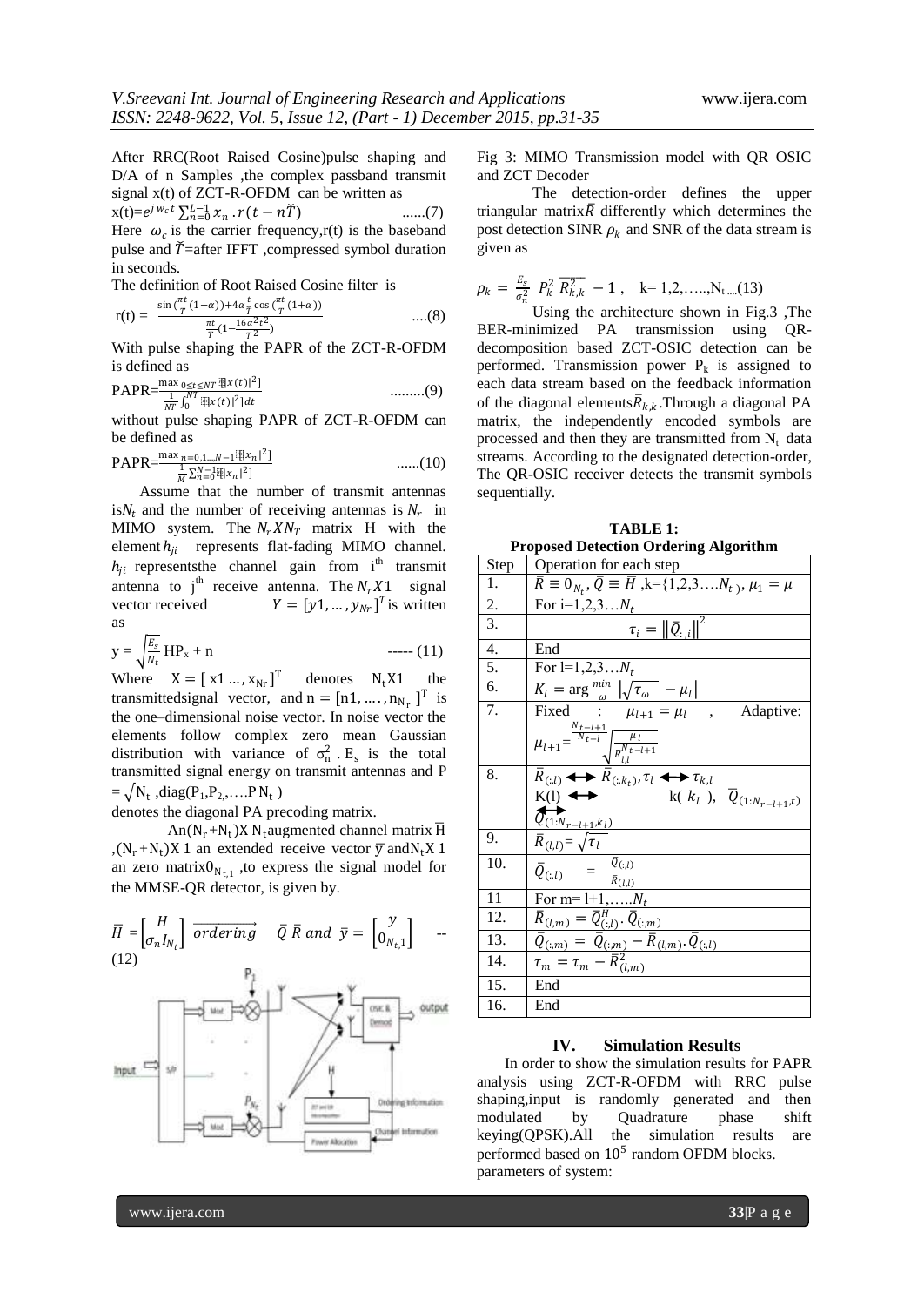After RRC(Root Raised Cosine)pulse shaping and D/A of n Samples ,the complex passband transmit signal x(t) of ZCT-R-OFDM can be written as

$$x(t)=e^{j w_c t} \sum_{n=0}^{L-1} x_n . r(t - n\tilde{T}) \quad ......(7)$$

Here $\omega_c$ is the carrier frequency,r(t) is the baseband pulse and $\tilde{T}$=after IFFT ,compressed symbol duration in seconds.

The definition of Root Raised Cosine filter is

$$r(t) = \frac{\sin\left(\frac{\pi t}{T}(1-\alpha)\right)+4\alpha\frac{t}{T}\cos\left(\frac{\pi t}{T}(1+\alpha)\right)}{\frac{\pi t}{T}\left(1-\frac{16\alpha^2 t^2}{T^2}\right)} \quad ....(8)$$

With pulse shaping the PAPR of the ZCT-R-OFDM is defined as

$$\text{PAPR}=\frac{\max_{0\le t\le NT}[|x(t)|^2]}{\frac{1}{NT}\int_0^{NT}[|x(t)|^2]dt} \quad .........(9)$$

without pulse shaping PAPR of ZCT-R-OFDM can be defined as

$$\text{PAPR}=\frac{\max_{n=0,1..,N-1}[|x_n|^2]}{\frac{1}{M}\sum_{n=0}^{N-1}[|x_n|^2]} \quad ......(10)$$

Assume that the number of transmit antennas is$N_t$ and the number of receiving antennas is $N_r$ in MIMO system. The $N_r X N_T$ matrix H with the element $h_{ji}$ represents flat-fading MIMO channel. $h_{ji}$ representsthe channel gain from i$^{th}$ transmit antenna to j$^{th}$ receive antenna. The $N_r X1$ signal vector received $Y = [y1, \ldots, y_{Nr}]^T$ is written as

$$y = \sqrt{\frac{E_s}{N_t}}\, HP_x + n \quad ----- (11)$$

Where $X = [\, x1 \ldots, x_{Nr}]^T$ denotes $N_t X1$ the transmittedsignal vector, and $n = [n1, \ldots, n_{N_r}]^T$ is the one–dimensional noise vector. In noise vector the elements follow complex zero mean Gaussian distribution with variance of $\sigma_n^2$ . $E_s$ is the total transmitted signal energy on transmit antennas and P $= \sqrt{N_t}$ ,diag($P_1$,$P_2$,….P $N_t$ )

denotes the diagonal PA precoding matrix.

An$(N_r+N_t)X\, N_t$augmented channel matrix $\overline{H}$ ,$(N_r+N_t)X\,1$ an extended receive vector $\overline{y}$ and$N_t X\,1$ an zero matrix$0_{N_{t,1}}$ ,to express the signal model for the MMSE-QR detector, is given by.

$$\overline{H} = \begin{bmatrix} H \\ \sigma_n I_{N_t} \end{bmatrix} \overrightarrow{ordering} \quad \overline{Q}\,\overline{R} \text{ and } \overline{y} = \begin{bmatrix} y \\ 0_{N_{t,1}} \end{bmatrix} \quad -- (12)$$

Fig 3: MIMO Transmission model with QR OSIC and ZCT Decoder

The detection-order defines the upper triangular matrix$\overline{R}$ differently which determines the post detection SINR $\rho_k$ and SNR of the data stream is given as

$$\rho_k = \frac{E_s}{\sigma_n^2} P_k^2 \overline{R_{k,k}^2} - 1\,, \quad k= 1,2,\ldots,N_t \; ....(13)$$

Using the architecture shown in Fig.3 ,The BER-minimized PA transmission using QR-decomposition based ZCT-OSIC detection can be performed. Transmission power $P_k$ is assigned to each data stream based on the feedback information of the diagonal elements$\overline{R}_{k,k}$.Through a diagonal PA matrix, the independently encoded symbols are processed and then they are transmitted from $N_t$ data streams. According to the designated detection-order, The QR-OSIC receiver detects the transmit symbols sequentially.

**TABLE 1: Proposed Detection Ordering Algorithm**

| Step | Operation for each step |
|---|---|
| 1. | $\overline{R} \equiv 0_{N_t}, \overline{Q} \equiv \overline{H}$ ,k={1,2,3….$N_t$}, $\mu_1 = \mu$ |
| 2. | For i=1,2,3…$N_t$ |
| 3. | $\tau_i = \left\Vert \overline{Q}_{:,i} \right\Vert^2$ |
| 4. | End |
| 5. | For l=1,2,3…$N_t$ |
| 6. | $K_l = \arg \min_{\omega} \left\vert \sqrt{\tau_\omega} - \mu_l \right\vert$ |
| 7. | Fixed : $\mu_{l+1} = \mu_l$ , Adaptive: $\mu_{l+1} = ^{\frac{N_{t-l+1}}{N_{t-l}}} \sqrt{\frac{\mu_l}{R_{l,l}^{N_{t-l+1}}}}$ |
| 8. | $\overline{R}_{(:,l)} \leftrightarrow \overline{R}_{(:,k_l)}, \tau_l \leftrightarrow \tau_{k,l}$ K(l) $\leftrightarrow$ k( $k_l$ ), $\overline{Q}_{(1:N_{r-l+1},t)} \leftrightarrow \overline{Q}_{(1:N_{r-l+1},k_l)}$ |
| 9. | $\overline{R}_{(l,l)} = \sqrt{\tau_l}$ |
| 10. | $\overline{Q}_{(:,l)} = \frac{\overline{Q}_{(:,l)}}{\overline{R}_{(l,l)}}$ |
| 11 | For m= l+1,…..$N_t$ |
| 12. | $\overline{R}_{(l,m)} = \overline{Q}_{(:,l)}^H . \overline{Q}_{(:,m)}$ |
| 13. | $\overline{Q}_{(:,m)} = \overline{Q}_{(:,m)} - \overline{R}_{(l,m)} . \overline{Q}_{(:,l)}$ |
| 14. | $\tau_m = \tau_m - \overline{R}_{(l,m)}^2$ |
| 15. | End |
| 16. | End |

## IV. Simulation Results

In order to show the simulation results for PAPR analysis using ZCT-R-OFDM with RRC pulse shaping,input is randomly generated and then modulated by Quadrature phase shift keying(QPSK).All the simulation results are performed based on $10^5$ random OFDM blocks. parameters of system: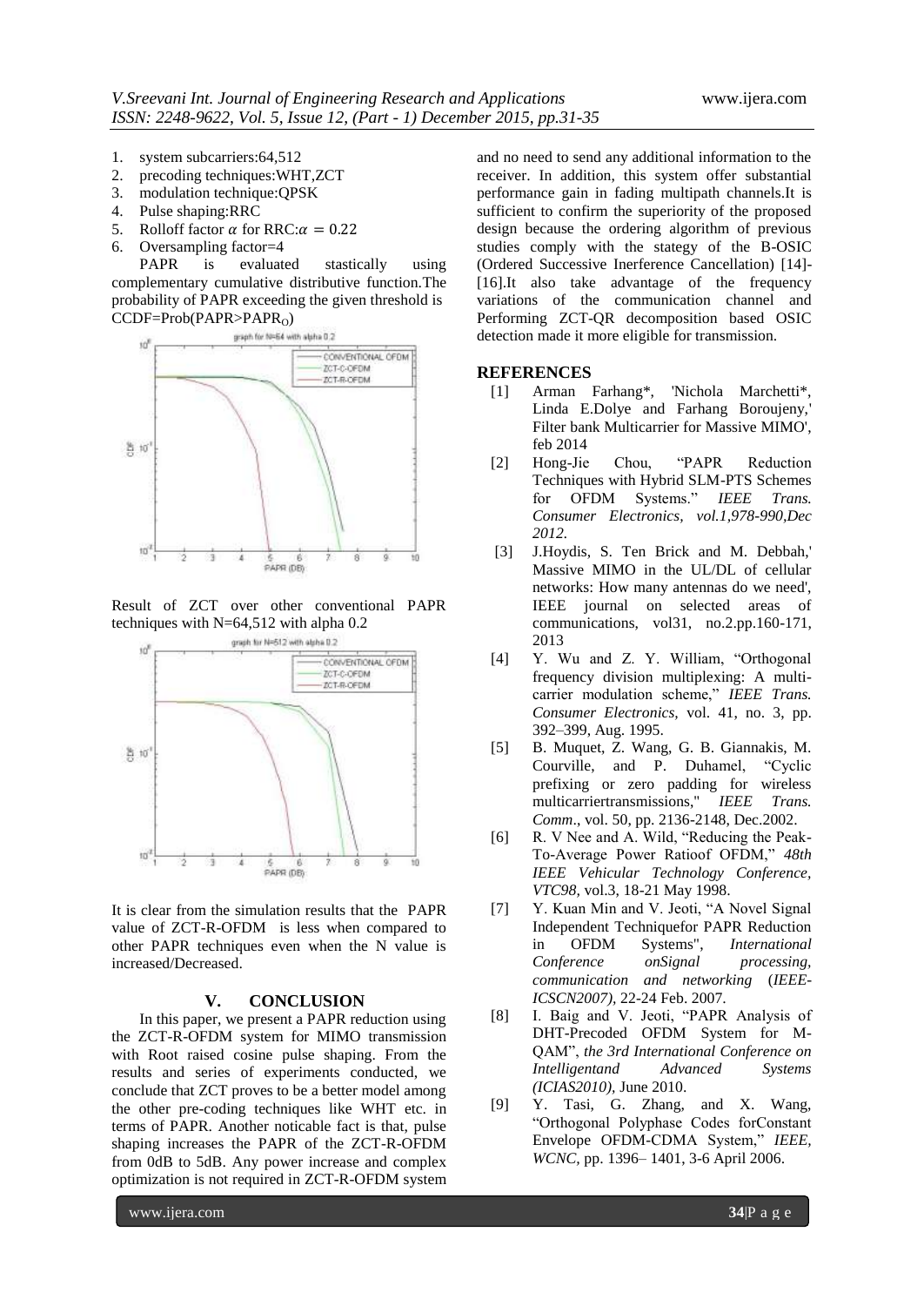1. system subcarriers:64,512
2. precoding techniques:WHT,ZCT
3. modulation technique:QPSK
4. Pulse shaping:RRC
5. Rolloff factor $\alpha$ for RRC:$\alpha = 0.22$
6. Oversampling factor=4

PAPR is evaluated stastically using complementary cumulative distributive function.The probability of PAPR exceeding the given threshold is CCDF=Prob(PAPR>$\text{PAPR}_\text{O}$)

Result of ZCT over other conventional PAPR techniques with N=64,512 with alpha 0.2

It is clear from the simulation results that the PAPR value of ZCT-R-OFDM is less when compared to other PAPR techniques even when the N value is increased/Decreased.

## V. CONCLUSION

In this paper, we present a PAPR reduction using the ZCT-R-OFDM system for MIMO transmission with Root raised cosine pulse shaping. From the results and series of experiments conducted, we conclude that ZCT proves to be a better model among the other pre-coding techniques like WHT etc. in terms of PAPR. Another noticable fact is that, pulse shaping increases the PAPR of the ZCT-R-OFDM from 0dB to 5dB. Any power increase and complex optimization is not required in ZCT-R-OFDM system and no need to send any additional information to the receiver. In addition, this system offer substantial performance gain in fading multipath channels.It is sufficient to confirm the superiority of the proposed design because the ordering algorithm of previous studies comply with the stategy of the B-OSIC (Ordered Successive Inerference Cancellation) [14]-[16].It also take advantage of the frequency variations of the communication channel and Performing ZCT-QR decomposition based OSIC detection made it more eligible for transmission.

## REFERENCES

[1] Arman Farhang*, 'Nichola Marchetti*, Linda E.Dolye and Farhang Boroujeny,' Filter bank Multicarrier for Massive MIMO', feb 2014

[2] Hong-Jie Chou, "PAPR Reduction Techniques with Hybrid SLM-PTS Schemes for OFDM Systems." *IEEE Trans. Consumer Electronics, vol.1,978-990,Dec 2012.*

[3] J.Hoydis, S. Ten Brick and M. Debbah,' Massive MIMO in the UL/DL of cellular networks: How many antennas do we need', IEEE journal on selected areas of communications, vol31, no.2.pp.160-171, 2013

[4] Y. Wu and Z. Y. William, "Orthogonal frequency division multiplexing: A multi-carrier modulation scheme," *IEEE Trans. Consumer Electronics,* vol. 41, no. 3, pp. 392–399, Aug. 1995.

[5] B. Muquet, Z. Wang, G. B. Giannakis, M. Courville, and P. Duhamel, "Cyclic prefixing or zero padding for wireless multicarriertransmissions," *IEEE Trans. Comm*., vol. 50, pp. 2136-2148, Dec.2002.

[6] R. V Nee and A. Wild, "Reducing the Peak-To-Average Power Ratioof OFDM," *48th IEEE Vehicular Technology Conference, VTC98,* vol.3, 18-21 May 1998.

[7] Y. Kuan Min and V. Jeoti, "A Novel Signal Independent Techniquefor PAPR Reduction in OFDM Systems", *International Conference onSignal processing, communication and networking* (*IEEE-ICSCN2007),* 22-24 Feb. 2007.

[8] I. Baig and V. Jeoti, "PAPR Analysis of DHT-Precoded OFDM System for M-QAM", *the 3rd International Conference on Intelligentand Advanced Systems (ICIAS2010),* June 2010.

[9] Y. Tasi, G. Zhang, and X. Wang, "Orthogonal Polyphase Codes forConstant Envelope OFDM-CDMA System," *IEEE, WCNC,* pp. 1396– 1401, 3-6 April 2006.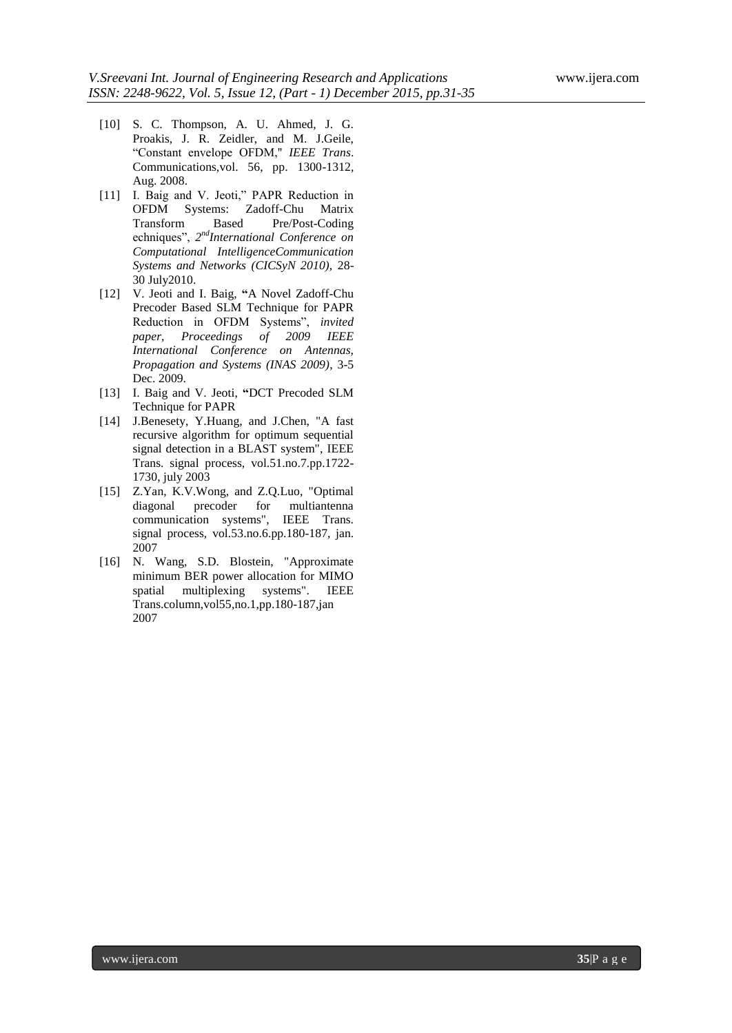[10] S. C. Thompson, A. U. Ahmed, J. G. Proakis, J. R. Zeidler, and M. J.Geile, "Constant envelope OFDM," *IEEE Trans*. Communications,vol. 56, pp. 1300-1312, Aug. 2008.

[11] I. Baig and V. Jeoti," PAPR Reduction in OFDM Systems: Zadoff-Chu Matrix Transform Based Pre/Post-Coding echniques", *2nd International Conference on Computational IntelligenceCommunication Systems and Networks (CICSyN 2010)*, 28-30 July2010.

[12] V. Jeoti and I. Baig, **"**A Novel Zadoff-Chu Precoder Based SLM Technique for PAPR Reduction in OFDM Systems", *invited paper*, *Proceedings of 2009 IEEE International Conference on Antennas, Propagation and Systems (INAS 2009)*, 3-5 Dec. 2009.

[13] I. Baig and V. Jeoti, **"**DCT Precoded SLM Technique for PAPR

[14] J.Benesety, Y.Huang, and J.Chen, "A fast recursive algorithm for optimum sequential signal detection in a BLAST system", IEEE Trans. signal process, vol.51.no.7.pp.1722-1730, july 2003

[15] Z.Yan, K.V.Wong, and Z.Q.Luo, "Optimal diagonal precoder for multiantenna communication systems", IEEE Trans. signal process, vol.53.no.6.pp.180-187, jan. 2007

[16] N. Wang, S.D. Blostein, "Approximate minimum BER power allocation for MIMO spatial multiplexing systems". IEEE Trans.column,vol55,no.1,pp.180-187,jan 2007